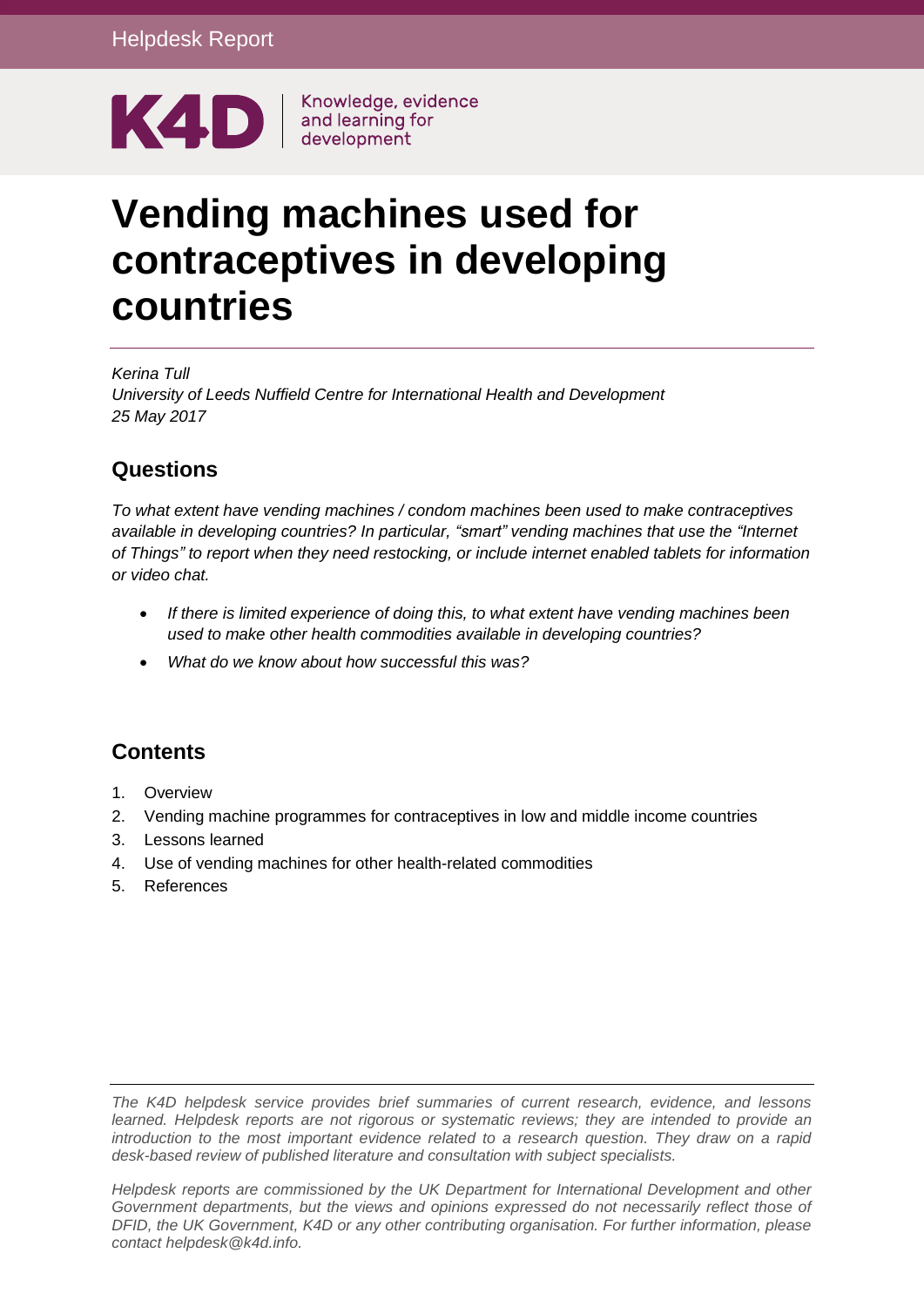Helpdesk Report

K4D | Knowledge, evidence and learning for development

# Vending machines used for contraceptives in developing countries

*Kerina Tull*
*University of Leeds Nuffield Centre for International Health and Development*
*25 May 2017*

## Questions

*To what extent have vending machines / condom machines been used to make contraceptives available in developing countries? In particular, "smart" vending machines that use the "Internet of Things" to report when they need restocking, or include internet enabled tablets for information or video chat.*

- *If there is limited experience of doing this, to what extent have vending machines been used to make other health commodities available in developing countries?*
- *What do we know about how successful this was?*

## Contents

1. Overview
2. Vending machine programmes for contraceptives in low and middle income countries
3. Lessons learned
4. Use of vending machines for other health-related commodities
5. References

*The K4D helpdesk service provides brief summaries of current research, evidence, and lessons learned. Helpdesk reports are not rigorous or systematic reviews; they are intended to provide an introduction to the most important evidence related to a research question. They draw on a rapid desk-based review of published literature and consultation with subject specialists.*

*Helpdesk reports are commissioned by the UK Department for International Development and other Government departments, but the views and opinions expressed do not necessarily reflect those of DFID, the UK Government, K4D or any other contributing organisation. For further information, please contact helpdesk@k4d.info.*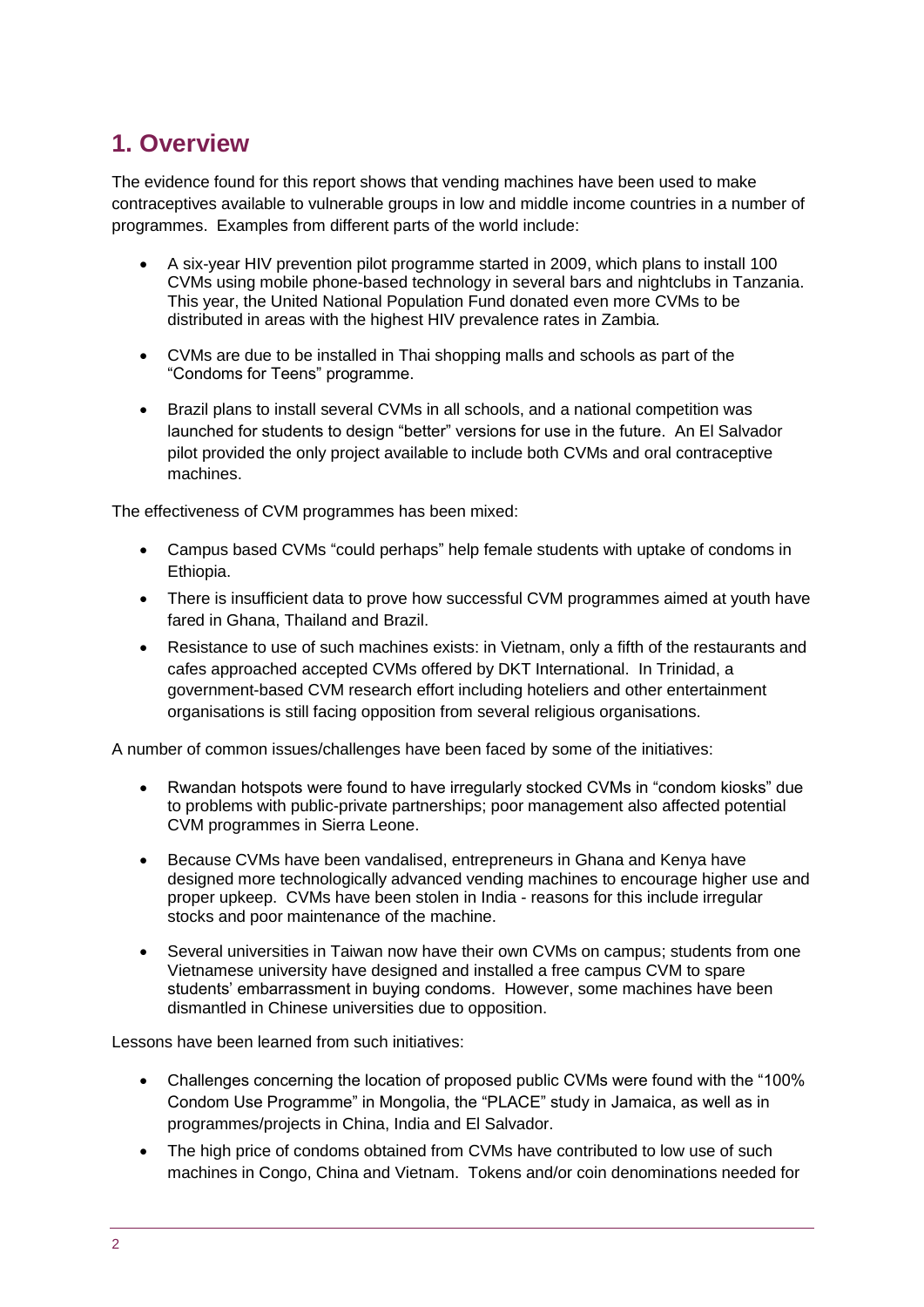## 1. Overview

The evidence found for this report shows that vending machines have been used to make contraceptives available to vulnerable groups in low and middle income countries in a number of programmes. Examples from different parts of the world include:

- A six-year HIV prevention pilot programme started in 2009, which plans to install 100 CVMs using mobile phone-based technology in several bars and nightclubs in Tanzania. This year, the United National Population Fund donated even more CVMs to be distributed in areas with the highest HIV prevalence rates in Zambia.
- CVMs are due to be installed in Thai shopping malls and schools as part of the "Condoms for Teens" programme.
- Brazil plans to install several CVMs in all schools, and a national competition was launched for students to design "better" versions for use in the future. An El Salvador pilot provided the only project available to include both CVMs and oral contraceptive machines.

The effectiveness of CVM programmes has been mixed:

- Campus based CVMs "could perhaps" help female students with uptake of condoms in Ethiopia.
- There is insufficient data to prove how successful CVM programmes aimed at youth have fared in Ghana, Thailand and Brazil.
- Resistance to use of such machines exists: in Vietnam, only a fifth of the restaurants and cafes approached accepted CVMs offered by DKT International. In Trinidad, a government-based CVM research effort including hoteliers and other entertainment organisations is still facing opposition from several religious organisations.

A number of common issues/challenges have been faced by some of the initiatives:

- Rwandan hotspots were found to have irregularly stocked CVMs in "condom kiosks" due to problems with public-private partnerships; poor management also affected potential CVM programmes in Sierra Leone.
- Because CVMs have been vandalised, entrepreneurs in Ghana and Kenya have designed more technologically advanced vending machines to encourage higher use and proper upkeep. CVMs have been stolen in India - reasons for this include irregular stocks and poor maintenance of the machine.
- Several universities in Taiwan now have their own CVMs on campus; students from one Vietnamese university have designed and installed a free campus CVM to spare students' embarrassment in buying condoms. However, some machines have been dismantled in Chinese universities due to opposition.

Lessons have been learned from such initiatives:

- Challenges concerning the location of proposed public CVMs were found with the "100% Condom Use Programme" in Mongolia, the "PLACE" study in Jamaica, as well as in programmes/projects in China, India and El Salvador.
- The high price of condoms obtained from CVMs have contributed to low use of such machines in Congo, China and Vietnam. Tokens and/or coin denominations needed for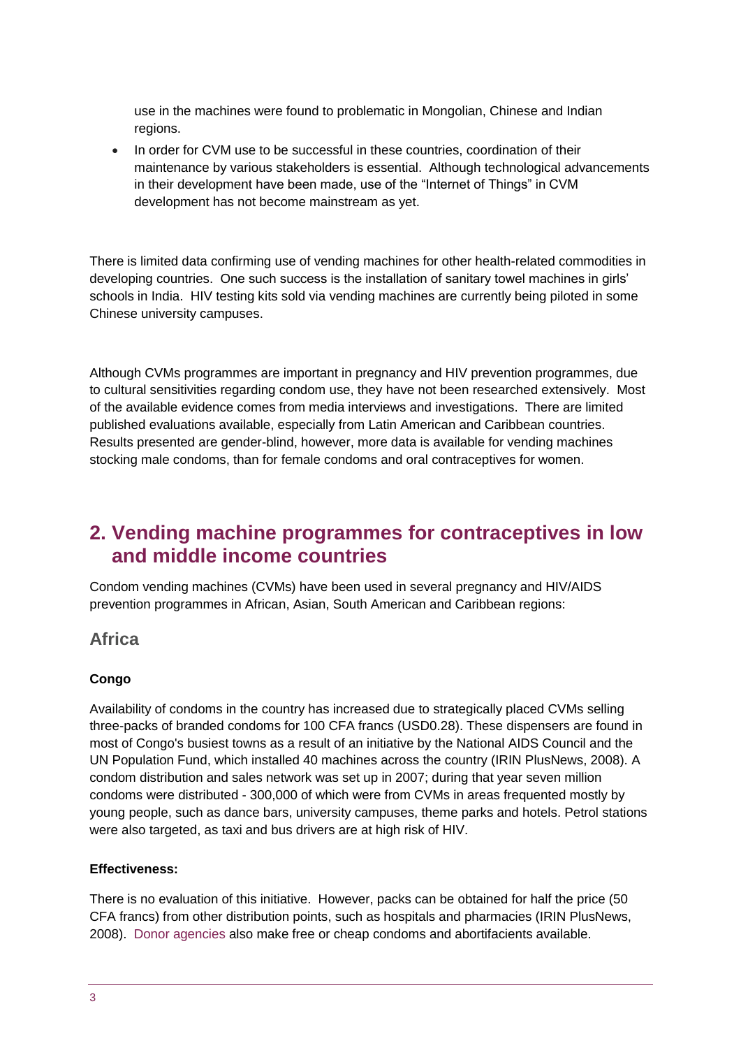use in the machines were found to problematic in Mongolian, Chinese and Indian regions.

- In order for CVM use to be successful in these countries, coordination of their maintenance by various stakeholders is essential. Although technological advancements in their development have been made, use of the "Internet of Things" in CVM development has not become mainstream as yet.

There is limited data confirming use of vending machines for other health-related commodities in developing countries. One such success is the installation of sanitary towel machines in girls' schools in India. HIV testing kits sold via vending machines are currently being piloted in some Chinese university campuses.

Although CVMs programmes are important in pregnancy and HIV prevention programmes, due to cultural sensitivities regarding condom use, they have not been researched extensively. Most of the available evidence comes from media interviews and investigations. There are limited published evaluations available, especially from Latin American and Caribbean countries. Results presented are gender-blind, however, more data is available for vending machines stocking male condoms, than for female condoms and oral contraceptives for women.

## 2. Vending machine programmes for contraceptives in low and middle income countries

Condom vending machines (CVMs) have been used in several pregnancy and HIV/AIDS prevention programmes in African, Asian, South American and Caribbean regions:

### Africa

**Congo**

Availability of condoms in the country has increased due to strategically placed CVMs selling three-packs of branded condoms for 100 CFA francs (USD0.28). These dispensers are found in most of Congo's busiest towns as a result of an initiative by the National AIDS Council and the UN Population Fund, which installed 40 machines across the country (IRIN PlusNews, 2008). A condom distribution and sales network was set up in 2007; during that year seven million condoms were distributed - 300,000 of which were from CVMs in areas frequented mostly by young people, such as dance bars, university campuses, theme parks and hotels. Petrol stations were also targeted, as taxi and bus drivers are at high risk of HIV.

**Effectiveness:**

There is no evaluation of this initiative. However, packs can be obtained for half the price (50 CFA francs) from other distribution points, such as hospitals and pharmacies (IRIN PlusNews, 2008). Donor agencies also make free or cheap condoms and abortifacients available.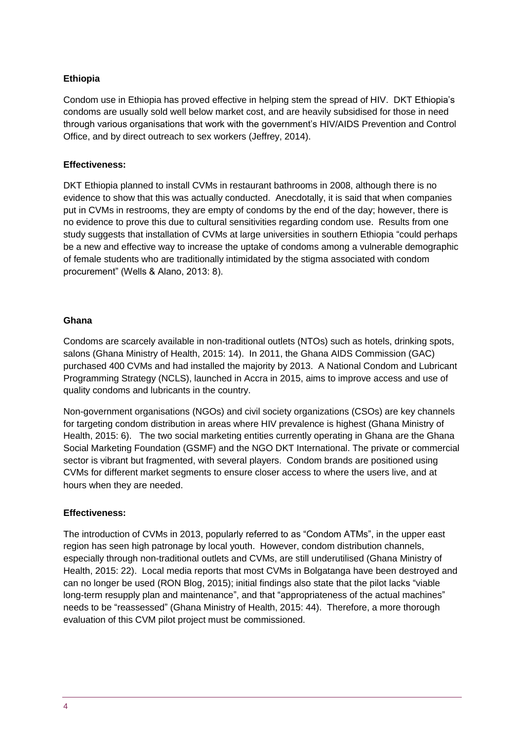**Ethiopia**

Condom use in Ethiopia has proved effective in helping stem the spread of HIV. DKT Ethiopia's condoms are usually sold well below market cost, and are heavily subsidised for those in need through various organisations that work with the government's HIV/AIDS Prevention and Control Office, and by direct outreach to sex workers (Jeffrey, 2014).

**Effectiveness:**

DKT Ethiopia planned to install CVMs in restaurant bathrooms in 2008, although there is no evidence to show that this was actually conducted. Anecdotally, it is said that when companies put in CVMs in restrooms, they are empty of condoms by the end of the day; however, there is no evidence to prove this due to cultural sensitivities regarding condom use. Results from one study suggests that installation of CVMs at large universities in southern Ethiopia "could perhaps be a new and effective way to increase the uptake of condoms among a vulnerable demographic of female students who are traditionally intimidated by the stigma associated with condom procurement" (Wells & Alano, 2013: 8).

**Ghana**

Condoms are scarcely available in non-traditional outlets (NTOs) such as hotels, drinking spots, salons (Ghana Ministry of Health, 2015: 14). In 2011, the Ghana AIDS Commission (GAC) purchased 400 CVMs and had installed the majority by 2013. A National Condom and Lubricant Programming Strategy (NCLS), launched in Accra in 2015, aims to improve access and use of quality condoms and lubricants in the country.

Non-government organisations (NGOs) and civil society organizations (CSOs) are key channels for targeting condom distribution in areas where HIV prevalence is highest (Ghana Ministry of Health, 2015: 6). The two social marketing entities currently operating in Ghana are the Ghana Social Marketing Foundation (GSMF) and the NGO DKT International. The private or commercial sector is vibrant but fragmented, with several players. Condom brands are positioned using CVMs for different market segments to ensure closer access to where the users live, and at hours when they are needed.

**Effectiveness:**

The introduction of CVMs in 2013, popularly referred to as "Condom ATMs", in the upper east region has seen high patronage by local youth. However, condom distribution channels, especially through non-traditional outlets and CVMs, are still underutilised (Ghana Ministry of Health, 2015: 22). Local media reports that most CVMs in Bolgatanga have been destroyed and can no longer be used (RON Blog, 2015); initial findings also state that the pilot lacks "viable long-term resupply plan and maintenance", and that "appropriateness of the actual machines" needs to be "reassessed" (Ghana Ministry of Health, 2015: 44). Therefore, a more thorough evaluation of this CVM pilot project must be commissioned.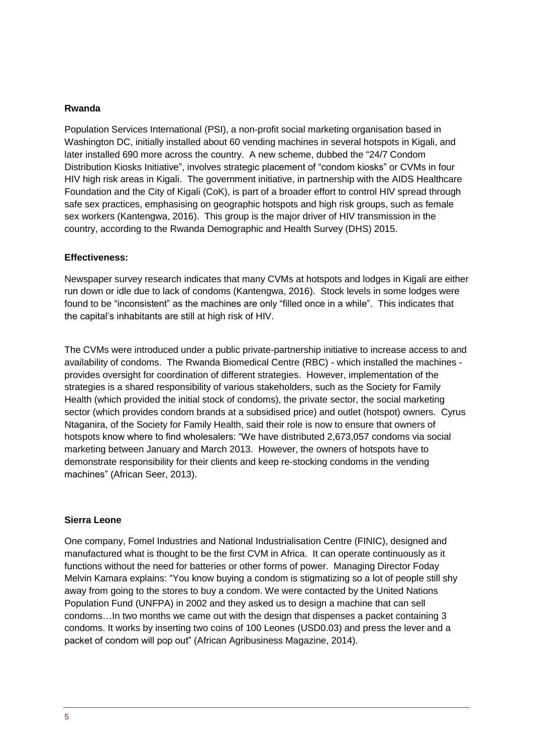**Rwanda**

Population Services International (PSI), a non-profit social marketing organisation based in Washington DC, initially installed about 60 vending machines in several hotspots in Kigali, and later installed 690 more across the country. A new scheme, dubbed the "24/7 Condom Distribution Kiosks Initiative", involves strategic placement of "condom kiosks" or CVMs in four HIV high risk areas in Kigali. The government initiative, in partnership with the AIDS Healthcare Foundation and the City of Kigali (CoK), is part of a broader effort to control HIV spread through safe sex practices, emphasising on geographic hotspots and high risk groups, such as female sex workers (Kantengwa, 2016). This group is the major driver of HIV transmission in the country, according to the Rwanda Demographic and Health Survey (DHS) 2015.

**Effectiveness:**

Newspaper survey research indicates that many CVMs at hotspots and lodges in Kigali are either run down or idle due to lack of condoms (Kantengwa, 2016). Stock levels in some lodges were found to be "inconsistent" as the machines are only "filled once in a while". This indicates that the capital's inhabitants are still at high risk of HIV.

The CVMs were introduced under a public private-partnership initiative to increase access to and availability of condoms. The Rwanda Biomedical Centre (RBC) - which installed the machines - provides oversight for coordination of different strategies. However, implementation of the strategies is a shared responsibility of various stakeholders, such as the Society for Family Health (which provided the initial stock of condoms), the private sector, the social marketing sector (which provides condom brands at a subsidised price) and outlet (hotspot) owners. Cyrus Ntaganira, of the Society for Family Health, said their role is now to ensure that owners of hotspots know where to find wholesalers: "We have distributed 2,673,057 condoms via social marketing between January and March 2013. However, the owners of hotspots have to demonstrate responsibility for their clients and keep re-stocking condoms in the vending machines" (African Seer, 2013).

**Sierra Leone**

One company, Fomel Industries and National Industrialisation Centre (FINIC), designed and manufactured what is thought to be the first CVM in Africa. It can operate continuously as it functions without the need for batteries or other forms of power. Managing Director Foday Melvin Kamara explains: "You know buying a condom is stigmatizing so a lot of people still shy away from going to the stores to buy a condom. We were contacted by the United Nations Population Fund (UNFPA) in 2002 and they asked us to design a machine that can sell condoms…In two months we came out with the design that dispenses a packet containing 3 condoms. It works by inserting two coins of 100 Leones (USD0.03) and press the lever and a packet of condom will pop out" (African Agribusiness Magazine, 2014).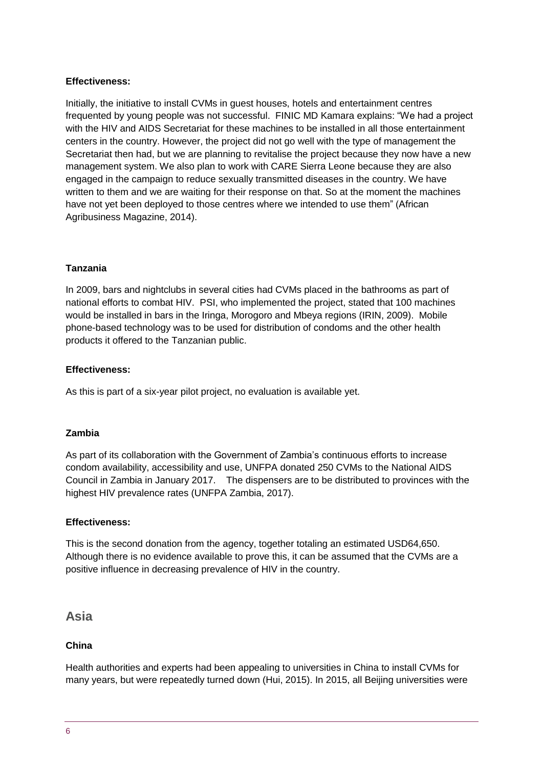**Effectiveness:**

Initially, the initiative to install CVMs in guest houses, hotels and entertainment centres frequented by young people was not successful. FINIC MD Kamara explains: "We had a project with the HIV and AIDS Secretariat for these machines to be installed in all those entertainment centers in the country. However, the project did not go well with the type of management the Secretariat then had, but we are planning to revitalise the project because they now have a new management system. We also plan to work with CARE Sierra Leone because they are also engaged in the campaign to reduce sexually transmitted diseases in the country. We have written to them and we are waiting for their response on that. So at the moment the machines have not yet been deployed to those centres where we intended to use them" (African Agribusiness Magazine, 2014).

**Tanzania**

In 2009, bars and nightclubs in several cities had CVMs placed in the bathrooms as part of national efforts to combat HIV. PSI, who implemented the project, stated that 100 machines would be installed in bars in the Iringa, Morogoro and Mbeya regions (IRIN, 2009). Mobile phone-based technology was to be used for distribution of condoms and the other health products it offered to the Tanzanian public.

**Effectiveness:**

As this is part of a six-year pilot project, no evaluation is available yet.

**Zambia**

As part of its collaboration with the Government of Zambia's continuous efforts to increase condom availability, accessibility and use, UNFPA donated 250 CVMs to the National AIDS Council in Zambia in January 2017. The dispensers are to be distributed to provinces with the highest HIV prevalence rates (UNFPA Zambia, 2017).

**Effectiveness:**

This is the second donation from the agency, together totaling an estimated USD64,650. Although there is no evidence available to prove this, it can be assumed that the CVMs are a positive influence in decreasing prevalence of HIV in the country.

## Asia

**China**

Health authorities and experts had been appealing to universities in China to install CVMs for many years, but were repeatedly turned down (Hui, 2015). In 2015, all Beijing universities were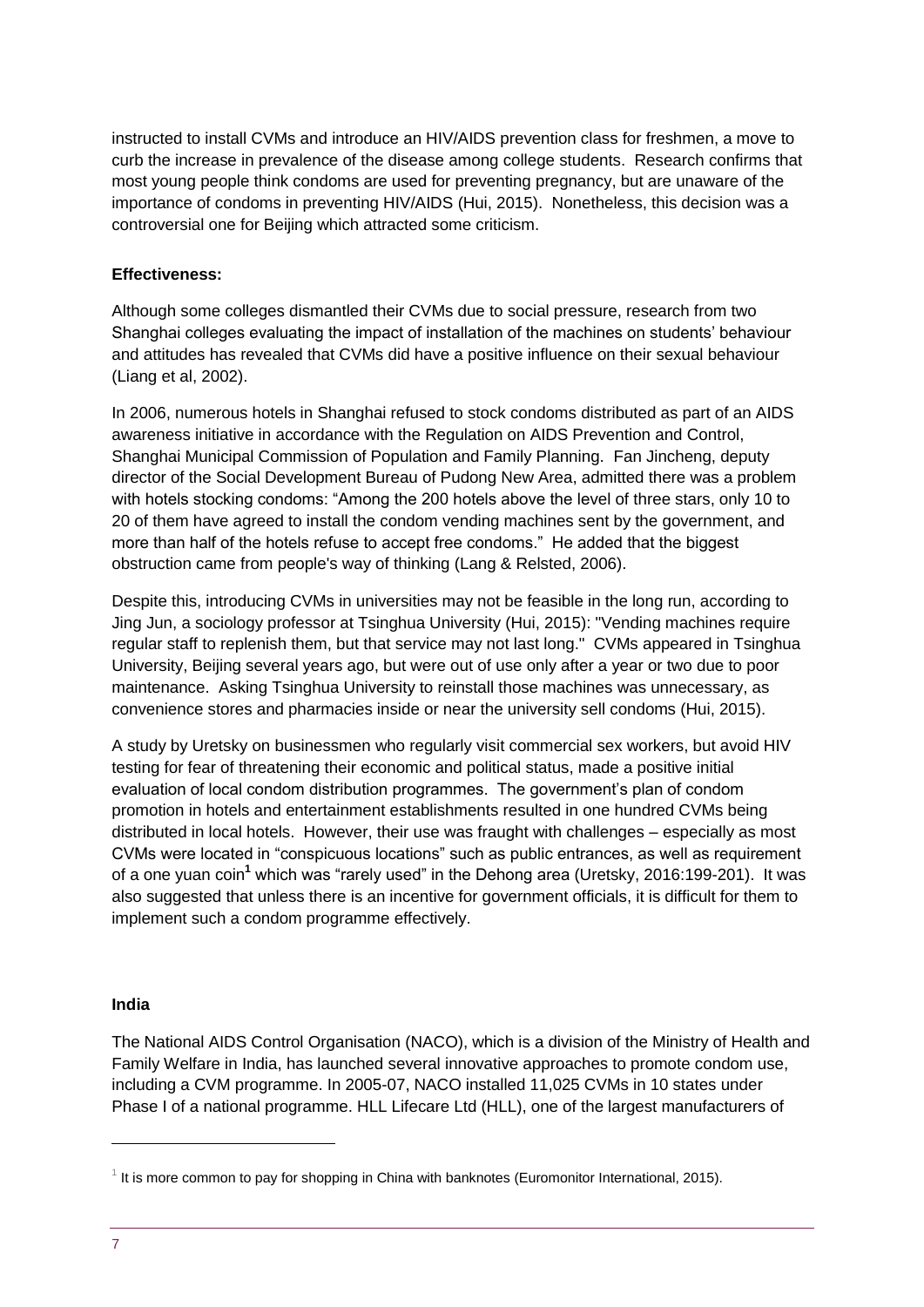instructed to install CVMs and introduce an HIV/AIDS prevention class for freshmen, a move to curb the increase in prevalence of the disease among college students. Research confirms that most young people think condoms are used for preventing pregnancy, but are unaware of the importance of condoms in preventing HIV/AIDS (Hui, 2015). Nonetheless, this decision was a controversial one for Beijing which attracted some criticism.

**Effectiveness:**

Although some colleges dismantled their CVMs due to social pressure, research from two Shanghai colleges evaluating the impact of installation of the machines on students' behaviour and attitudes has revealed that CVMs did have a positive influence on their sexual behaviour (Liang et al, 2002).

In 2006, numerous hotels in Shanghai refused to stock condoms distributed as part of an AIDS awareness initiative in accordance with the Regulation on AIDS Prevention and Control, Shanghai Municipal Commission of Population and Family Planning. Fan Jincheng, deputy director of the Social Development Bureau of Pudong New Area, admitted there was a problem with hotels stocking condoms: "Among the 200 hotels above the level of three stars, only 10 to 20 of them have agreed to install the condom vending machines sent by the government, and more than half of the hotels refuse to accept free condoms." He added that the biggest obstruction came from people's way of thinking (Lang & Relsted, 2006).

Despite this, introducing CVMs in universities may not be feasible in the long run, according to Jing Jun, a sociology professor at Tsinghua University (Hui, 2015): "Vending machines require regular staff to replenish them, but that service may not last long." CVMs appeared in Tsinghua University, Beijing several years ago, but were out of use only after a year or two due to poor maintenance. Asking Tsinghua University to reinstall those machines was unnecessary, as convenience stores and pharmacies inside or near the university sell condoms (Hui, 2015).

A study by Uretsky on businessmen who regularly visit commercial sex workers, but avoid HIV testing for fear of threatening their economic and political status, made a positive initial evaluation of local condom distribution programmes. The government's plan of condom promotion in hotels and entertainment establishments resulted in one hundred CVMs being distributed in local hotels. However, their use was fraught with challenges – especially as most CVMs were located in "conspicuous locations" such as public entrances, as well as requirement of a one yuan coin[1] which was "rarely used" in the Dehong area (Uretsky, 2016:199-201). It was also suggested that unless there is an incentive for government officials, it is difficult for them to implement such a condom programme effectively.

**India**

The National AIDS Control Organisation (NACO), which is a division of the Ministry of Health and Family Welfare in India, has launched several innovative approaches to promote condom use, including a CVM programme. In 2005-07, NACO installed 11,025 CVMs in 10 states under Phase I of a national programme. HLL Lifecare Ltd (HLL), one of the largest manufacturers of

[1] It is more common to pay for shopping in China with banknotes (Euromonitor International, 2015).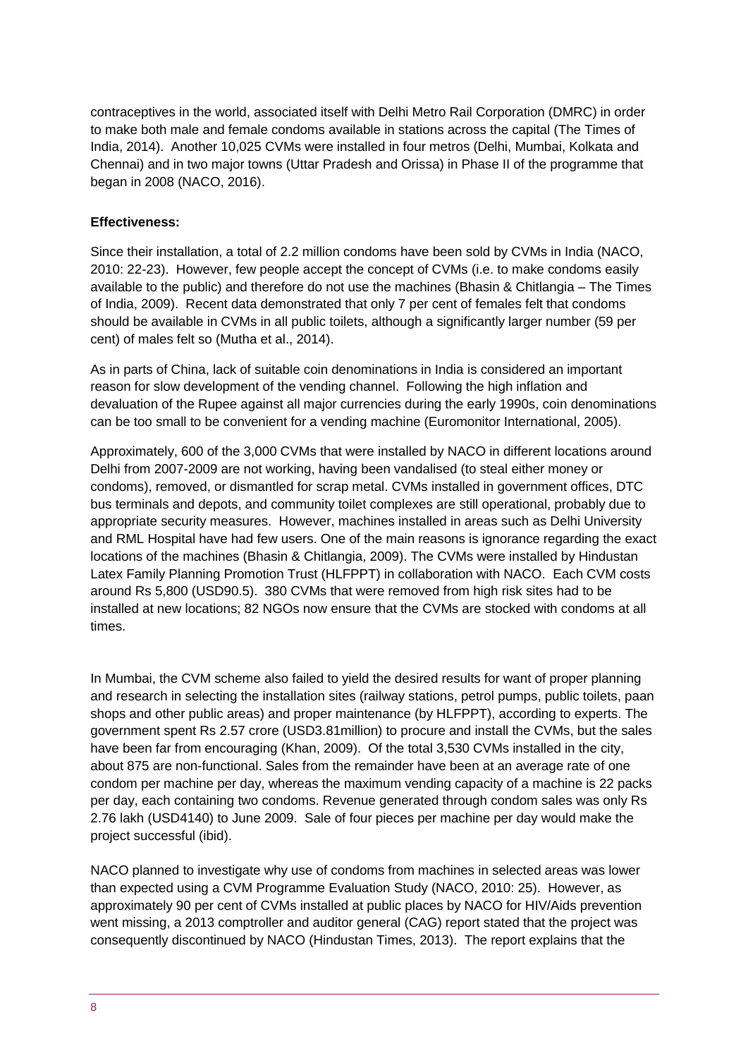contraceptives in the world, associated itself with Delhi Metro Rail Corporation (DMRC) in order to make both male and female condoms available in stations across the capital (The Times of India, 2014). Another 10,025 CVMs were installed in four metros (Delhi, Mumbai, Kolkata and Chennai) and in two major towns (Uttar Pradesh and Orissa) in Phase II of the programme that began in 2008 (NACO, 2016).

**Effectiveness:**

Since their installation, a total of 2.2 million condoms have been sold by CVMs in India (NACO, 2010: 22-23). However, few people accept the concept of CVMs (i.e. to make condoms easily available to the public) and therefore do not use the machines (Bhasin & Chitlangia – The Times of India, 2009). Recent data demonstrated that only 7 per cent of females felt that condoms should be available in CVMs in all public toilets, although a significantly larger number (59 per cent) of males felt so (Mutha et al., 2014).

As in parts of China, lack of suitable coin denominations in India is considered an important reason for slow development of the vending channel. Following the high inflation and devaluation of the Rupee against all major currencies during the early 1990s, coin denominations can be too small to be convenient for a vending machine (Euromonitor International, 2005).

Approximately, 600 of the 3,000 CVMs that were installed by NACO in different locations around Delhi from 2007-2009 are not working, having been vandalised (to steal either money or condoms), removed, or dismantled for scrap metal. CVMs installed in government offices, DTC bus terminals and depots, and community toilet complexes are still operational, probably due to appropriate security measures. However, machines installed in areas such as Delhi University and RML Hospital have had few users. One of the main reasons is ignorance regarding the exact locations of the machines (Bhasin & Chitlangia, 2009). The CVMs were installed by Hindustan Latex Family Planning Promotion Trust (HLFPPT) in collaboration with NACO. Each CVM costs around Rs 5,800 (USD90.5). 380 CVMs that were removed from high risk sites had to be installed at new locations; 82 NGOs now ensure that the CVMs are stocked with condoms at all times.

In Mumbai, the CVM scheme also failed to yield the desired results for want of proper planning and research in selecting the installation sites (railway stations, petrol pumps, public toilets, paan shops and other public areas) and proper maintenance (by HLFPPT), according to experts. The government spent Rs 2.57 crore (USD3.81million) to procure and install the CVMs, but the sales have been far from encouraging (Khan, 2009). Of the total 3,530 CVMs installed in the city, about 875 are non-functional. Sales from the remainder have been at an average rate of one condom per machine per day, whereas the maximum vending capacity of a machine is 22 packs per day, each containing two condoms. Revenue generated through condom sales was only Rs 2.76 lakh (USD4140) to June 2009. Sale of four pieces per machine per day would make the project successful (ibid).

NACO planned to investigate why use of condoms from machines in selected areas was lower than expected using a CVM Programme Evaluation Study (NACO, 2010: 25). However, as approximately 90 per cent of CVMs installed at public places by NACO for HIV/Aids prevention went missing, a 2013 comptroller and auditor general (CAG) report stated that the project was consequently discontinued by NACO (Hindustan Times, 2013). The report explains that the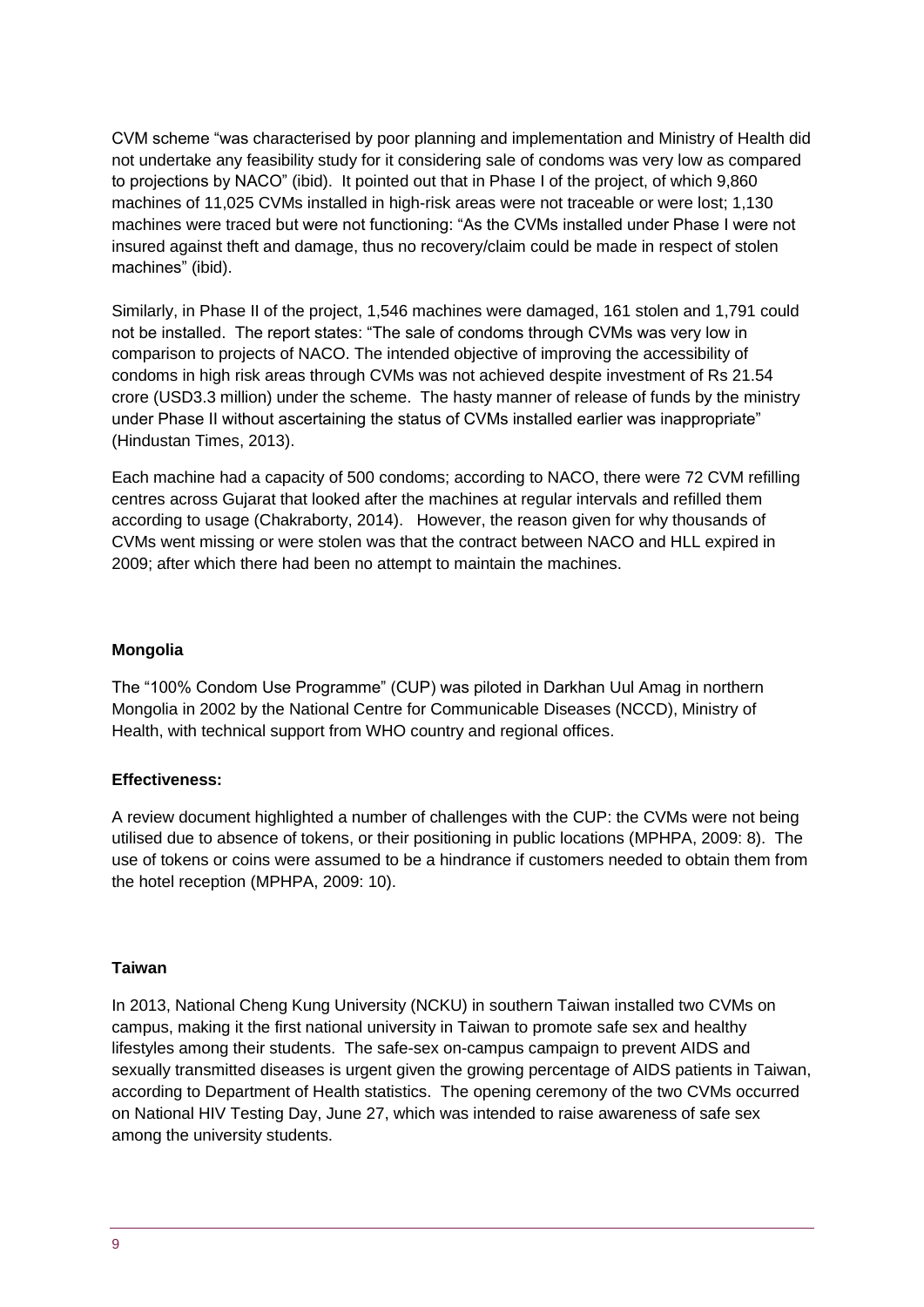CVM scheme "was characterised by poor planning and implementation and Ministry of Health did not undertake any feasibility study for it considering sale of condoms was very low as compared to projections by NACO" (ibid). It pointed out that in Phase I of the project, of which 9,860 machines of 11,025 CVMs installed in high-risk areas were not traceable or were lost; 1,130 machines were traced but were not functioning: "As the CVMs installed under Phase I were not insured against theft and damage, thus no recovery/claim could be made in respect of stolen machines" (ibid).

Similarly, in Phase II of the project, 1,546 machines were damaged, 161 stolen and 1,791 could not be installed. The report states: "The sale of condoms through CVMs was very low in comparison to projects of NACO. The intended objective of improving the accessibility of condoms in high risk areas through CVMs was not achieved despite investment of Rs 21.54 crore (USD3.3 million) under the scheme. The hasty manner of release of funds by the ministry under Phase II without ascertaining the status of CVMs installed earlier was inappropriate" (Hindustan Times, 2013).

Each machine had a capacity of 500 condoms; according to NACO, there were 72 CVM refilling centres across Gujarat that looked after the machines at regular intervals and refilled them according to usage (Chakraborty, 2014). However, the reason given for why thousands of CVMs went missing or were stolen was that the contract between NACO and HLL expired in 2009; after which there had been no attempt to maintain the machines.

**Mongolia**

The "100% Condom Use Programme" (CUP) was piloted in Darkhan Uul Amag in northern Mongolia in 2002 by the National Centre for Communicable Diseases (NCCD), Ministry of Health, with technical support from WHO country and regional offices.

**Effectiveness:**

A review document highlighted a number of challenges with the CUP: the CVMs were not being utilised due to absence of tokens, or their positioning in public locations (MPHPA, 2009: 8). The use of tokens or coins were assumed to be a hindrance if customers needed to obtain them from the hotel reception (MPHPA, 2009: 10).

**Taiwan**

In 2013, National Cheng Kung University (NCKU) in southern Taiwan installed two CVMs on campus, making it the first national university in Taiwan to promote safe sex and healthy lifestyles among their students. The safe-sex on-campus campaign to prevent AIDS and sexually transmitted diseases is urgent given the growing percentage of AIDS patients in Taiwan, according to Department of Health statistics. The opening ceremony of the two CVMs occurred on National HIV Testing Day, June 27, which was intended to raise awareness of safe sex among the university students.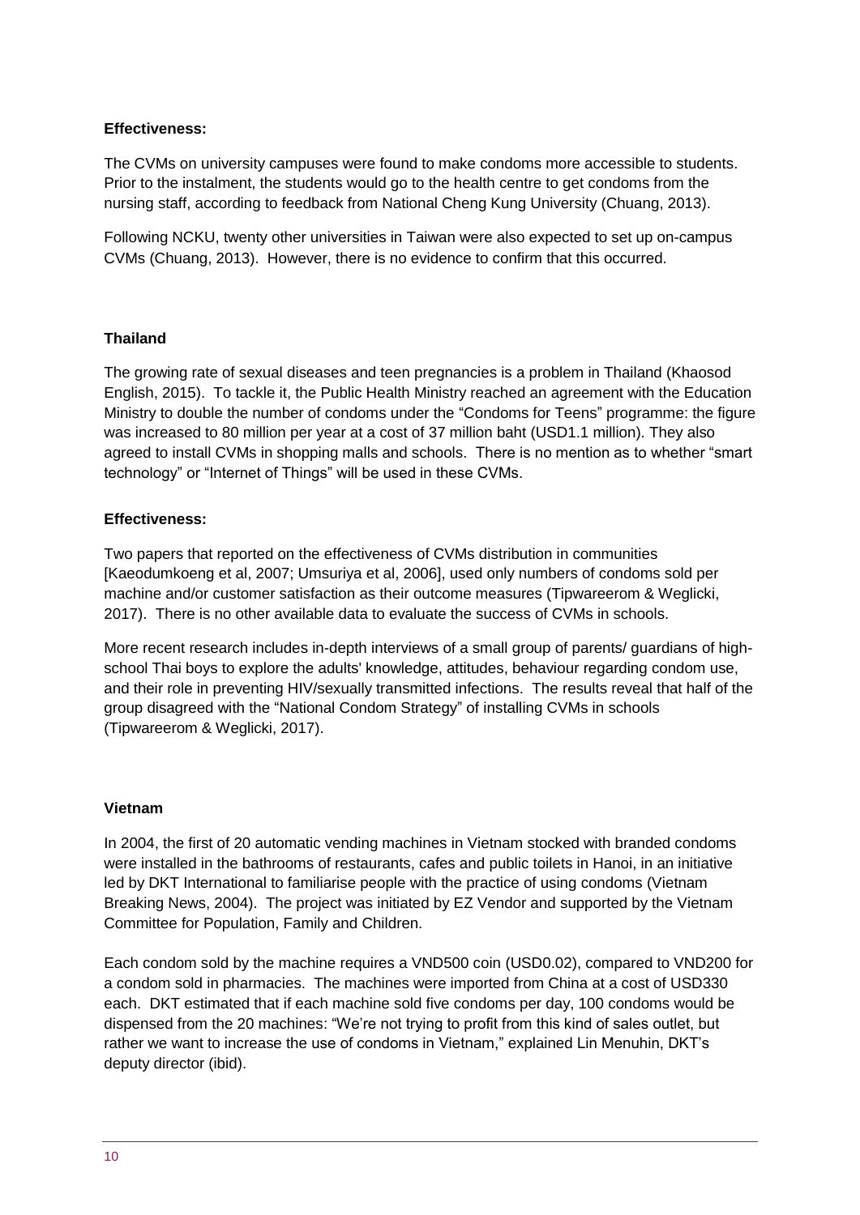**Effectiveness:**

The CVMs on university campuses were found to make condoms more accessible to students. Prior to the instalment, the students would go to the health centre to get condoms from the nursing staff, according to feedback from National Cheng Kung University (Chuang, 2013).

Following NCKU, twenty other universities in Taiwan were also expected to set up on-campus CVMs (Chuang, 2013). However, there is no evidence to confirm that this occurred.

**Thailand**

The growing rate of sexual diseases and teen pregnancies is a problem in Thailand (Khaosod English, 2015). To tackle it, the Public Health Ministry reached an agreement with the Education Ministry to double the number of condoms under the "Condoms for Teens" programme: the figure was increased to 80 million per year at a cost of 37 million baht (USD1.1 million). They also agreed to install CVMs in shopping malls and schools. There is no mention as to whether "smart technology" or "Internet of Things" will be used in these CVMs.

**Effectiveness:**

Two papers that reported on the effectiveness of CVMs distribution in communities [Kaeodumkoeng et al, 2007; Umsuriya et al, 2006], used only numbers of condoms sold per machine and/or customer satisfaction as their outcome measures (Tipwareerom & Weglicki, 2017). There is no other available data to evaluate the success of CVMs in schools.

More recent research includes in-depth interviews of a small group of parents/ guardians of high-school Thai boys to explore the adults' knowledge, attitudes, behaviour regarding condom use, and their role in preventing HIV/sexually transmitted infections. The results reveal that half of the group disagreed with the "National Condom Strategy" of installing CVMs in schools (Tipwareerom & Weglicki, 2017).

**Vietnam**

In 2004, the first of 20 automatic vending machines in Vietnam stocked with branded condoms were installed in the bathrooms of restaurants, cafes and public toilets in Hanoi, in an initiative led by DKT International to familiarise people with the practice of using condoms (Vietnam Breaking News, 2004). The project was initiated by EZ Vendor and supported by the Vietnam Committee for Population, Family and Children.

Each condom sold by the machine requires a VND500 coin (USD0.02), compared to VND200 for a condom sold in pharmacies. The machines were imported from China at a cost of USD330 each. DKT estimated that if each machine sold five condoms per day, 100 condoms would be dispensed from the 20 machines: "We're not trying to profit from this kind of sales outlet, but rather we want to increase the use of condoms in Vietnam," explained Lin Menuhin, DKT's deputy director (ibid).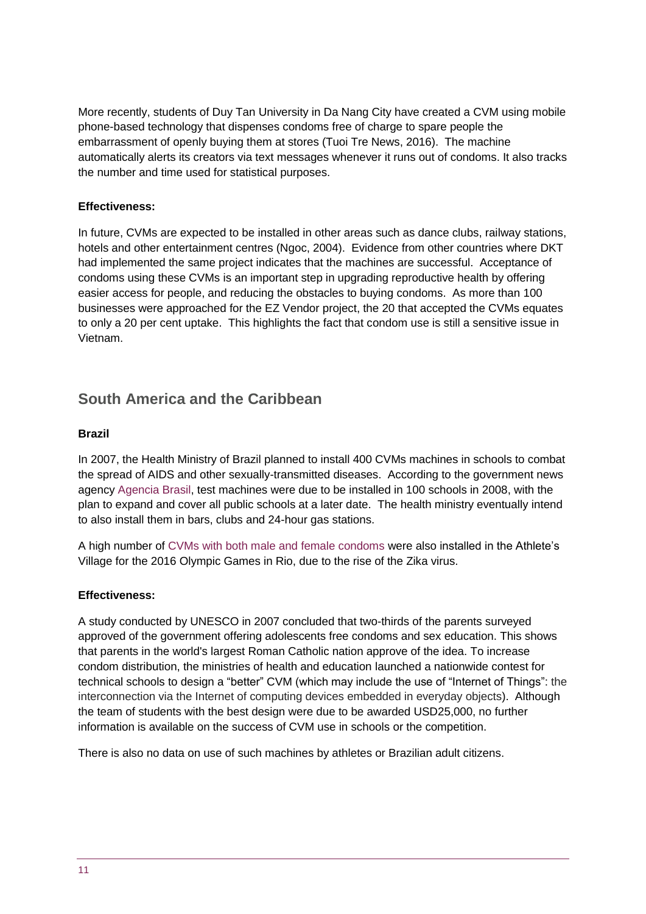More recently, students of Duy Tan University in Da Nang City have created a CVM using mobile phone-based technology that dispenses condoms free of charge to spare people the embarrassment of openly buying them at stores (Tuoi Tre News, 2016). The machine automatically alerts its creators via text messages whenever it runs out of condoms. It also tracks the number and time used for statistical purposes.

**Effectiveness:**

In future, CVMs are expected to be installed in other areas such as dance clubs, railway stations, hotels and other entertainment centres (Ngoc, 2004). Evidence from other countries where DKT had implemented the same project indicates that the machines are successful. Acceptance of condoms using these CVMs is an important step in upgrading reproductive health by offering easier access for people, and reducing the obstacles to buying condoms. As more than 100 businesses were approached for the EZ Vendor project, the 20 that accepted the CVMs equates to only a 20 per cent uptake. This highlights the fact that condom use is still a sensitive issue in Vietnam.

## South America and the Caribbean

**Brazil**

In 2007, the Health Ministry of Brazil planned to install 400 CVMs machines in schools to combat the spread of AIDS and other sexually-transmitted diseases. According to the government news agency Agencia Brasil, test machines were due to be installed in 100 schools in 2008, with the plan to expand and cover all public schools at a later date. The health ministry eventually intend to also install them in bars, clubs and 24-hour gas stations.

A high number of CVMs with both male and female condoms were also installed in the Athlete's Village for the 2016 Olympic Games in Rio, due to the rise of the Zika virus.

**Effectiveness:**

A study conducted by UNESCO in 2007 concluded that two-thirds of the parents surveyed approved of the government offering adolescents free condoms and sex education. This shows that parents in the world's largest Roman Catholic nation approve of the idea. To increase condom distribution, the ministries of health and education launched a nationwide contest for technical schools to design a "better" CVM (which may include the use of "Internet of Things": the interconnection via the Internet of computing devices embedded in everyday objects). Although the team of students with the best design were due to be awarded USD25,000, no further information is available on the success of CVM use in schools or the competition.

There is also no data on use of such machines by athletes or Brazilian adult citizens.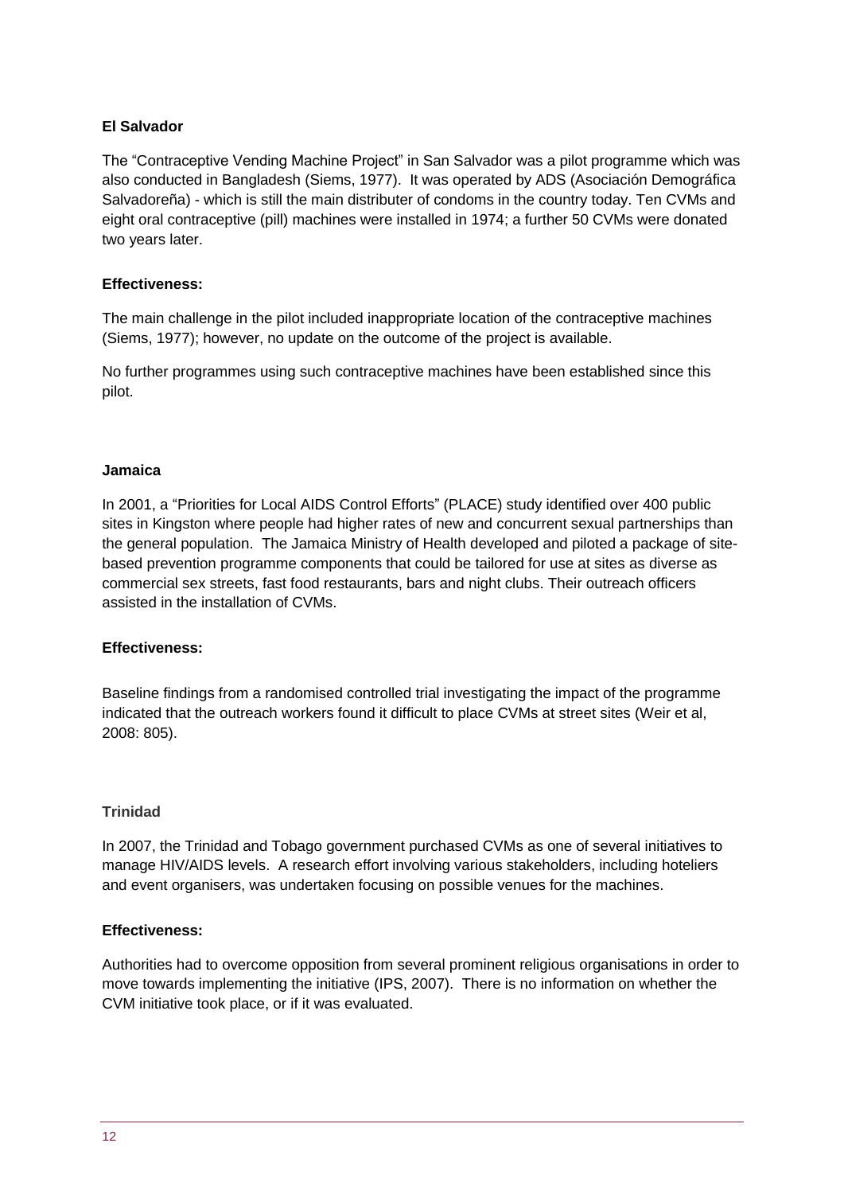**El Salvador**

The "Contraceptive Vending Machine Project" in San Salvador was a pilot programme which was also conducted in Bangladesh (Siems, 1977). It was operated by ADS (Asociación Demográfica Salvadoreña) - which is still the main distributer of condoms in the country today. Ten CVMs and eight oral contraceptive (pill) machines were installed in 1974; a further 50 CVMs were donated two years later.

**Effectiveness:**

The main challenge in the pilot included inappropriate location of the contraceptive machines (Siems, 1977); however, no update on the outcome of the project is available.

No further programmes using such contraceptive machines have been established since this pilot.

**Jamaica**

In 2001, a "Priorities for Local AIDS Control Efforts" (PLACE) study identified over 400 public sites in Kingston where people had higher rates of new and concurrent sexual partnerships than the general population. The Jamaica Ministry of Health developed and piloted a package of site-based prevention programme components that could be tailored for use at sites as diverse as commercial sex streets, fast food restaurants, bars and night clubs. Their outreach officers assisted in the installation of CVMs.

**Effectiveness:**

Baseline findings from a randomised controlled trial investigating the impact of the programme indicated that the outreach workers found it difficult to place CVMs at street sites (Weir et al, 2008: 805).

**Trinidad**

In 2007, the Trinidad and Tobago government purchased CVMs as one of several initiatives to manage HIV/AIDS levels. A research effort involving various stakeholders, including hoteliers and event organisers, was undertaken focusing on possible venues for the machines.

**Effectiveness:**

Authorities had to overcome opposition from several prominent religious organisations in order to move towards implementing the initiative (IPS, 2007). There is no information on whether the CVM initiative took place, or if it was evaluated.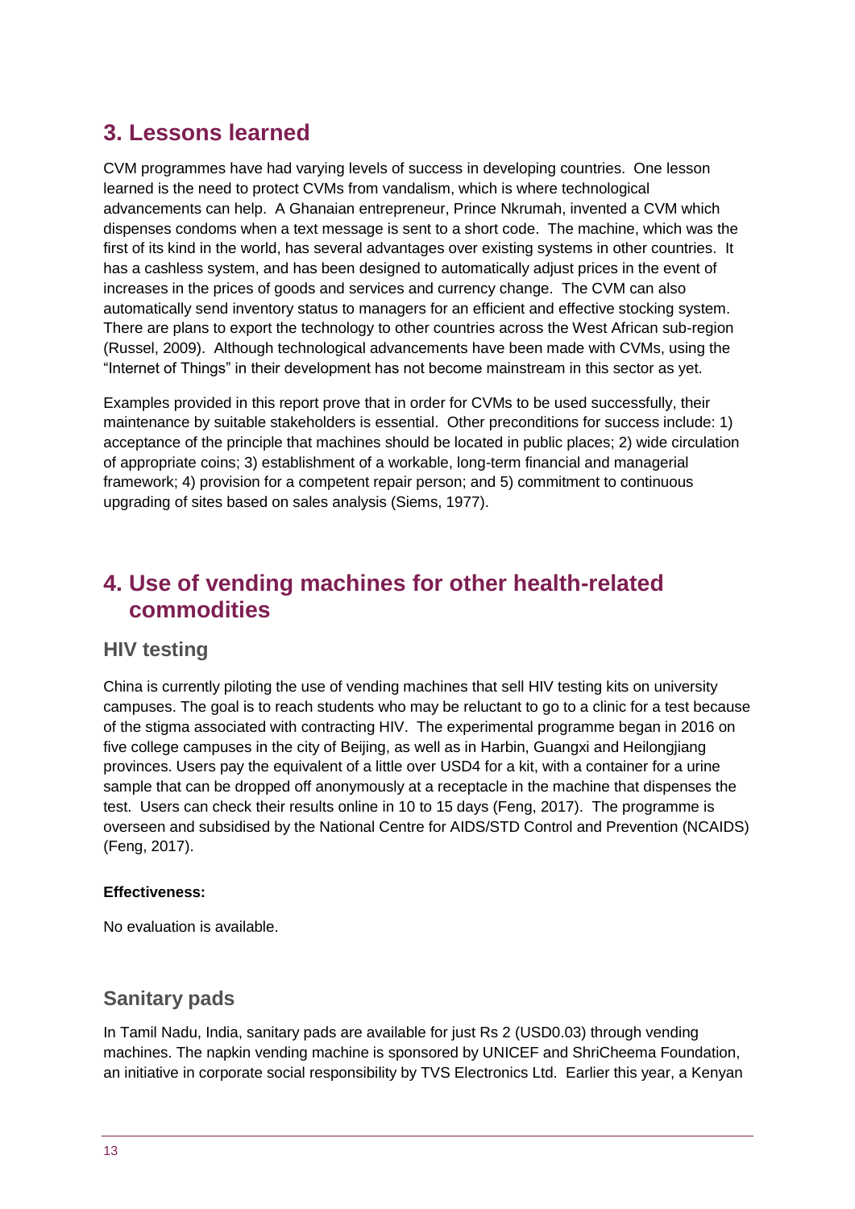## 3. Lessons learned

CVM programmes have had varying levels of success in developing countries. One lesson learned is the need to protect CVMs from vandalism, which is where technological advancements can help. A Ghanaian entrepreneur, Prince Nkrumah, invented a CVM which dispenses condoms when a text message is sent to a short code. The machine, which was the first of its kind in the world, has several advantages over existing systems in other countries. It has a cashless system, and has been designed to automatically adjust prices in the event of increases in the prices of goods and services and currency change. The CVM can also automatically send inventory status to managers for an efficient and effective stocking system. There are plans to export the technology to other countries across the West African sub-region (Russel, 2009). Although technological advancements have been made with CVMs, using the "Internet of Things" in their development has not become mainstream in this sector as yet.

Examples provided in this report prove that in order for CVMs to be used successfully, their maintenance by suitable stakeholders is essential. Other preconditions for success include: 1) acceptance of the principle that machines should be located in public places; 2) wide circulation of appropriate coins; 3) establishment of a workable, long-term financial and managerial framework; 4) provision for a competent repair person; and 5) commitment to continuous upgrading of sites based on sales analysis (Siems, 1977).

## 4. Use of vending machines for other health-related commodities

### HIV testing

China is currently piloting the use of vending machines that sell HIV testing kits on university campuses. The goal is to reach students who may be reluctant to go to a clinic for a test because of the stigma associated with contracting HIV. The experimental programme began in 2016 on five college campuses in the city of Beijing, as well as in Harbin, Guangxi and Heilongjiang provinces. Users pay the equivalent of a little over USD4 for a kit, with a container for a urine sample that can be dropped off anonymously at a receptacle in the machine that dispenses the test. Users can check their results online in 10 to 15 days (Feng, 2017). The programme is overseen and subsidised by the National Centre for AIDS/STD Control and Prevention (NCAIDS) (Feng, 2017).

**Effectiveness:**

No evaluation is available.

### Sanitary pads

In Tamil Nadu, India, sanitary pads are available for just Rs 2 (USD0.03) through vending machines. The napkin vending machine is sponsored by UNICEF and ShriCheema Foundation, an initiative in corporate social responsibility by TVS Electronics Ltd. Earlier this year, a Kenyan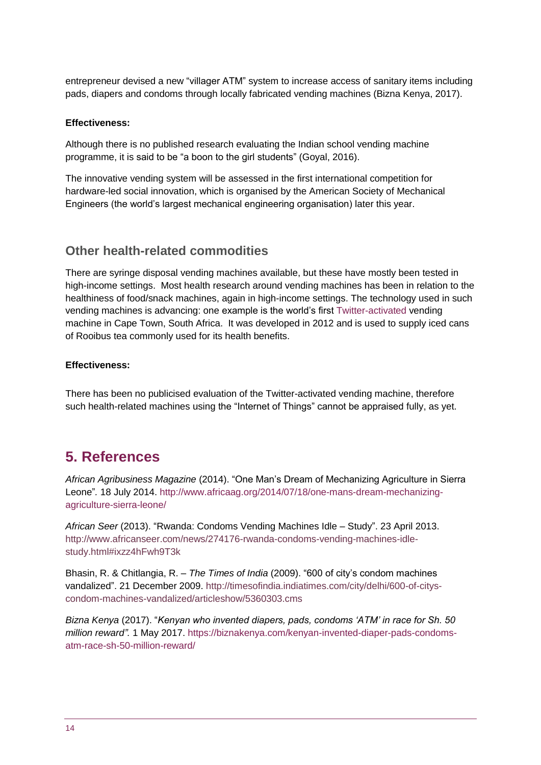entrepreneur devised a new "villager ATM" system to increase access of sanitary items including pads, diapers and condoms through locally fabricated vending machines (Bizna Kenya, 2017).

**Effectiveness:**

Although there is no published research evaluating the Indian school vending machine programme, it is said to be "a boon to the girl students" (Goyal, 2016).

The innovative vending system will be assessed in the first international competition for hardware-led social innovation, which is organised by the American Society of Mechanical Engineers (the world's largest mechanical engineering organisation) later this year.

### Other health-related commodities

There are syringe disposal vending machines available, but these have mostly been tested in high-income settings. Most health research around vending machines has been in relation to the healthiness of food/snack machines, again in high-income settings. The technology used in such vending machines is advancing: one example is the world's first Twitter-activated vending machine in Cape Town, South Africa. It was developed in 2012 and is used to supply iced cans of Rooibus tea commonly used for its health benefits.

**Effectiveness:**

There has been no publicised evaluation of the Twitter-activated vending machine, therefore such health-related machines using the "Internet of Things" cannot be appraised fully, as yet.

## 5. References

*African Agribusiness Magazine* (2014). "One Man's Dream of Mechanizing Agriculture in Sierra Leone". 18 July 2014. http://www.africaag.org/2014/07/18/one-mans-dream-mechanizing-agriculture-sierra-leone/

*African Seer* (2013). "Rwanda: Condoms Vending Machines Idle – Study". 23 April 2013. http://www.africanseer.com/news/274176-rwanda-condoms-vending-machines-idle-study.html#ixzz4hFwh9T3k

Bhasin, R. & Chitlangia, R. – *The Times of India* (2009). "600 of city's condom machines vandalized". 21 December 2009. http://timesofindia.indiatimes.com/city/delhi/600-of-citys-condom-machines-vandalized/articleshow/5360303.cms

*Bizna Kenya* (2017). "*Kenyan who invented diapers, pads, condoms 'ATM' in race for Sh. 50 million reward".* 1 May 2017. https://biznakenya.com/kenyan-invented-diaper-pads-condoms-atm-race-sh-50-million-reward/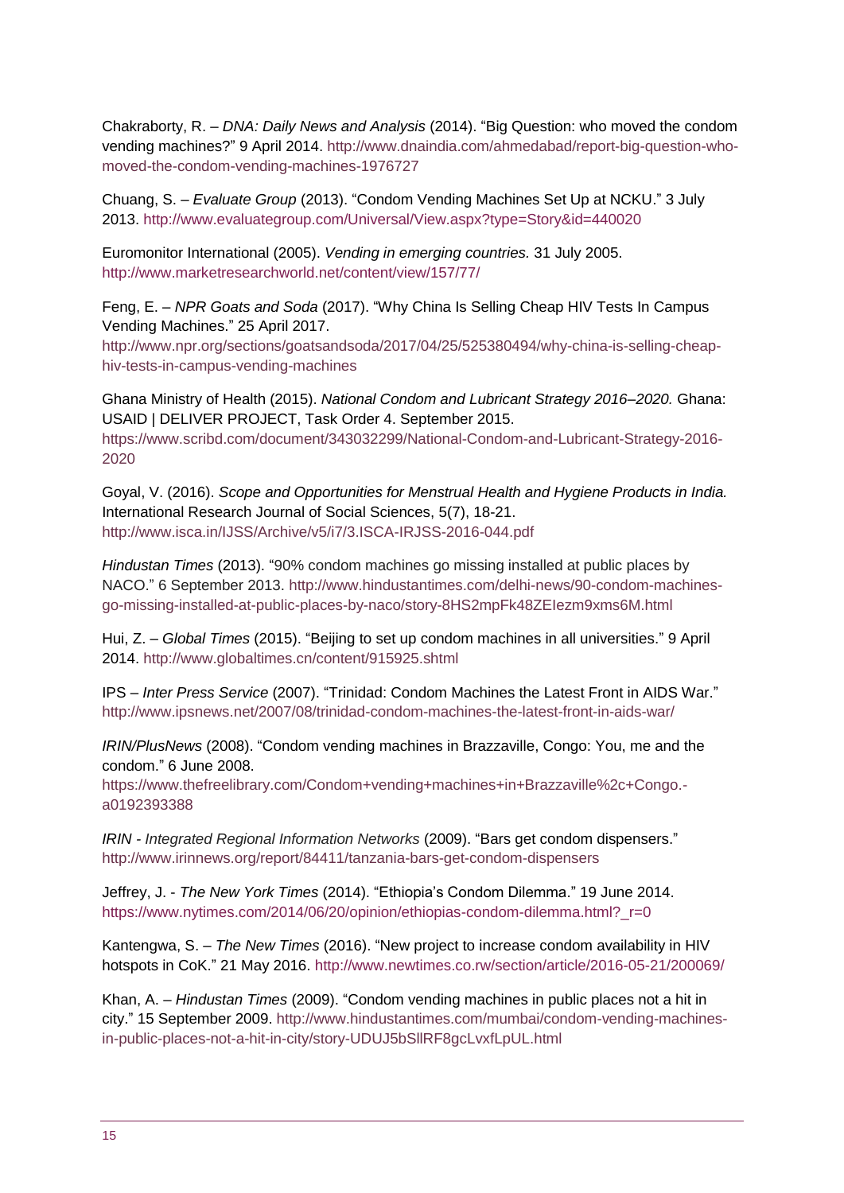Chakraborty, R. – *DNA: Daily News and Analysis* (2014). "Big Question: who moved the condom vending machines?" 9 April 2014. http://www.dnaindia.com/ahmedabad/report-big-question-who-moved-the-condom-vending-machines-1976727

Chuang, S. – *Evaluate Group* (2013). "Condom Vending Machines Set Up at NCKU." 3 July 2013. http://www.evaluategroup.com/Universal/View.aspx?type=Story&id=440020

Euromonitor International (2005). *Vending in emerging countries.* 31 July 2005. http://www.marketresearchworld.net/content/view/157/77/

Feng, E. – *NPR Goats and Soda* (2017). "Why China Is Selling Cheap HIV Tests In Campus Vending Machines." 25 April 2017. http://www.npr.org/sections/goatsandsoda/2017/04/25/525380494/why-china-is-selling-cheap-hiv-tests-in-campus-vending-machines

Ghana Ministry of Health (2015). *National Condom and Lubricant Strategy 2016–2020.* Ghana: USAID | DELIVER PROJECT, Task Order 4. September 2015. https://www.scribd.com/document/343032299/National-Condom-and-Lubricant-Strategy-2016-2020

Goyal, V. (2016). *Scope and Opportunities for Menstrual Health and Hygiene Products in India.* International Research Journal of Social Sciences, 5(7), 18-21. http://www.isca.in/IJSS/Archive/v5/i7/3.ISCA-IRJSS-2016-044.pdf

*Hindustan Times* (2013). "90% condom machines go missing installed at public places by NACO." 6 September 2013. http://www.hindustantimes.com/delhi-news/90-condom-machines-go-missing-installed-at-public-places-by-naco/story-8HS2mpFk48ZEIezm9xms6M.html

Hui, Z. – *Global Times* (2015). "Beijing to set up condom machines in all universities." 9 April 2014. http://www.globaltimes.cn/content/915925.shtml

IPS – *Inter Press Service* (2007). "Trinidad: Condom Machines the Latest Front in AIDS War." http://www.ipsnews.net/2007/08/trinidad-condom-machines-the-latest-front-in-aids-war/

*IRIN/PlusNews* (2008). "Condom vending machines in Brazzaville, Congo: You, me and the condom." 6 June 2008. https://www.thefreelibrary.com/Condom+vending+machines+in+Brazzaville%2c+Congo.-a0192393388

*IRIN - Integrated Regional Information Networks* (2009). "Bars get condom dispensers." http://www.irinnews.org/report/84411/tanzania-bars-get-condom-dispensers

Jeffrey, J. - *The New York Times* (2014). "Ethiopia's Condom Dilemma." 19 June 2014. https://www.nytimes.com/2014/06/20/opinion/ethiopias-condom-dilemma.html?_r=0

Kantengwa, S. – *The New Times* (2016). "New project to increase condom availability in HIV hotspots in CoK." 21 May 2016. http://www.newtimes.co.rw/section/article/2016-05-21/200069/

Khan, A. – *Hindustan Times* (2009). "Condom vending machines in public places not a hit in city." 15 September 2009. http://www.hindustantimes.com/mumbai/condom-vending-machines-in-public-places-not-a-hit-in-city/story-UDUJ5bSllRF8gcLvxfLpUL.html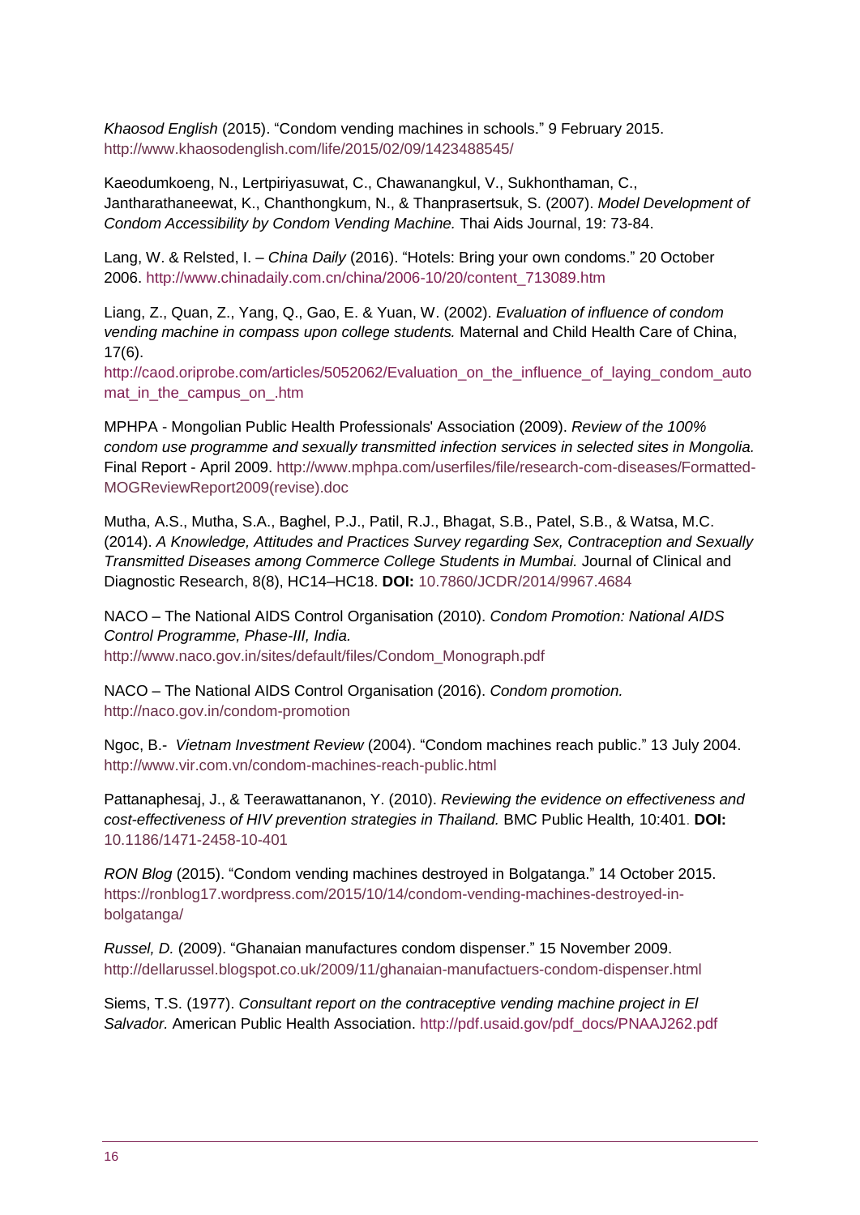*Khaosod English* (2015). “Condom vending machines in schools.” 9 February 2015. http://www.khaosodenglish.com/life/2015/02/09/1423488545/

Kaeodumkoeng, N., Lertpiriyasuwat, C., Chawanangkul, V., Sukhonthaman, C., Jantharathaneewat, K., Chanthongkum, N., & Thanprasertsuk, S. (2007). *Model Development of Condom Accessibility by Condom Vending Machine.* Thai Aids Journal, 19: 73-84.

Lang, W. & Relsted, I. – *China Daily* (2016). “Hotels: Bring your own condoms.” 20 October 2006. http://www.chinadaily.com.cn/china/2006-10/20/content_713089.htm

Liang, Z., Quan, Z., Yang, Q., Gao, E. & Yuan, W. (2002). *Evaluation of influence of condom vending machine in compass upon college students.* Maternal and Child Health Care of China, 17(6).
http://caod.oriprobe.com/articles/5052062/Evaluation_on_the_influence_of_laying_condom_automat_in_the_campus_on_.htm

MPHPA - Mongolian Public Health Professionals' Association (2009). *Review of the 100% condom use programme and sexually transmitted infection services in selected sites in Mongolia.* Final Report - April 2009. http://www.mphpa.com/userfiles/file/research-com-diseases/Formatted-MOGReviewReport2009(revise).doc

Mutha, A.S., Mutha, S.A., Baghel, P.J., Patil, R.J., Bhagat, S.B., Patel, S.B., & Watsa, M.C. (2014). *A Knowledge, Attitudes and Practices Survey regarding Sex, Contraception and Sexually Transmitted Diseases among Commerce College Students in Mumbai.* Journal of Clinical and Diagnostic Research, 8(8), HC14–HC18. **DOI:** 10.7860/JCDR/2014/9967.4684

NACO – The National AIDS Control Organisation (2010). *Condom Promotion: National AIDS Control Programme, Phase-III, India.*
http://www.naco.gov.in/sites/default/files/Condom_Monograph.pdf

NACO – The National AIDS Control Organisation (2016). *Condom promotion.*
http://naco.gov.in/condom-promotion

Ngoc, B.- *Vietnam Investment Review* (2004). “Condom machines reach public.” 13 July 2004. http://www.vir.com.vn/condom-machines-reach-public.html

Pattanaphesaj, J., & Teerawattananon, Y. (2010). *Reviewing the evidence on effectiveness and cost-effectiveness of HIV prevention strategies in Thailand.* BMC Public Health, 10:401. **DOI:** 10.1186/1471-2458-10-401

*RON Blog* (2015). “Condom vending machines destroyed in Bolgatanga.” 14 October 2015. https://ronblog17.wordpress.com/2015/10/14/condom-vending-machines-destroyed-in-bolgatanga/

*Russel, D.* (2009). “Ghanaian manufactures condom dispenser.” 15 November 2009. http://dellarussel.blogspot.co.uk/2009/11/ghanaian-manufactuers-condom-dispenser.html

Siems, T.S. (1977). *Consultant report on the contraceptive vending machine project in El Salvador.* American Public Health Association. http://pdf.usaid.gov/pdf_docs/PNAAJ262.pdf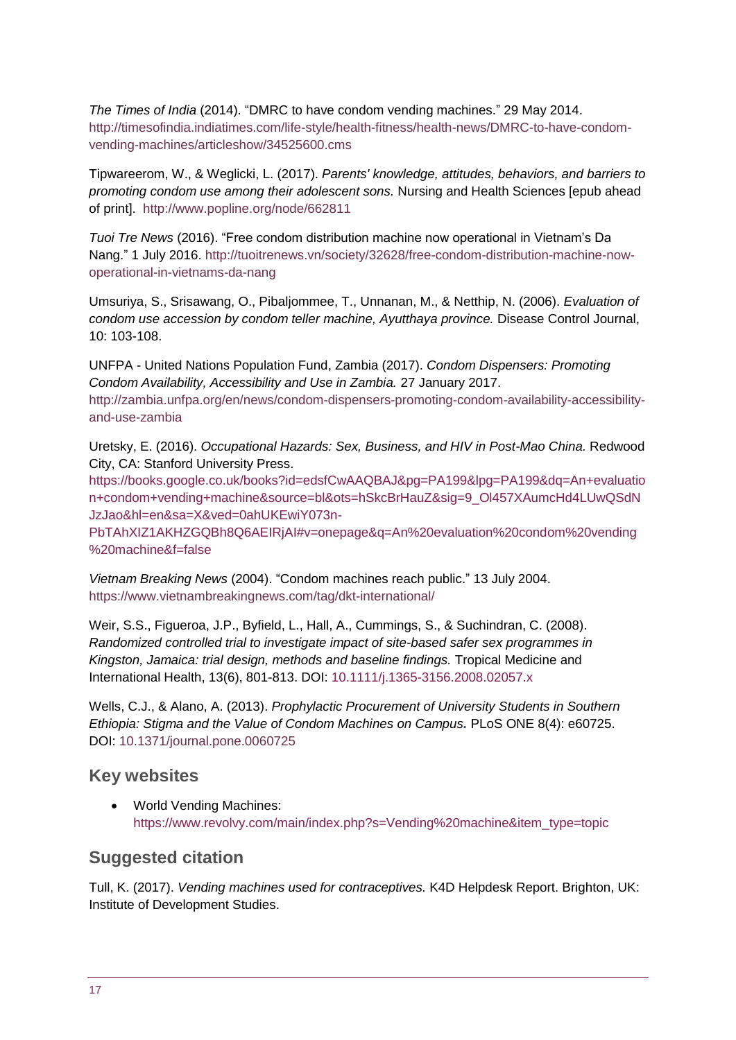*The Times of India* (2014). "DMRC to have condom vending machines." 29 May 2014. http://timesofindia.indiatimes.com/life-style/health-fitness/health-news/DMRC-to-have-condom-vending-machines/articleshow/34525600.cms

Tipwareerom, W., & Weglicki, L. (2017). *Parents' knowledge, attitudes, behaviors, and barriers to promoting condom use among their adolescent sons.* Nursing and Health Sciences [epub ahead of print]. http://www.popline.org/node/662811

*Tuoi Tre News* (2016). "Free condom distribution machine now operational in Vietnam's Da Nang." 1 July 2016. http://tuoitrenews.vn/society/32628/free-condom-distribution-machine-now-operational-in-vietnams-da-nang

Umsuriya, S., Srisawang, O., Pibaljommee, T., Unnanan, M., & Netthip, N. (2006). *Evaluation of condom use accession by condom teller machine, Ayutthaya province.* Disease Control Journal, 10: 103-108.

UNFPA - United Nations Population Fund, Zambia (2017). *Condom Dispensers: Promoting Condom Availability, Accessibility and Use in Zambia.* 27 January 2017. http://zambia.unfpa.org/en/news/condom-dispensers-promoting-condom-availability-accessibility-and-use-zambia

Uretsky, E. (2016). *Occupational Hazards: Sex, Business, and HIV in Post-Mao China.* Redwood City, CA: Stanford University Press. https://books.google.co.uk/books?id=edsfCwAAQBAJ&pg=PA199&lpg=PA199&dq=An+evaluation+condom+vending+machine&source=bl&ots=hSkcBrHauZ&sig=9_Ol457XAumcHd4LUwQSdNJzJao&hl=en&sa=X&ved=0ahUKEwiY073n-PbTAhXIZ1AKHZGQBh8Q6AEIRjAI#v=onepage&q=An%20evaluation%20condom%20vending%20machine&f=false

*Vietnam Breaking News* (2004). "Condom machines reach public." 13 July 2004. https://www.vietnambreakingnews.com/tag/dkt-international/

Weir, S.S., Figueroa, J.P., Byfield, L., Hall, A., Cummings, S., & Suchindran, C. (2008). *Randomized controlled trial to investigate impact of site-based safer sex programmes in Kingston, Jamaica: trial design, methods and baseline findings.* Tropical Medicine and International Health, 13(6), 801-813. DOI: 10.1111/j.1365-3156.2008.02057.x

Wells, C.J., & Alano, A. (2013). *Prophylactic Procurement of University Students in Southern Ethiopia: Stigma and the Value of Condom Machines on Campus.* PLoS ONE 8(4): e60725. DOI: 10.1371/journal.pone.0060725

## Key websites

- World Vending Machines: https://www.revolvy.com/main/index.php?s=Vending%20machine&item_type=topic

## Suggested citation

Tull, K. (2017). *Vending machines used for contraceptives.* K4D Helpdesk Report. Brighton, UK: Institute of Development Studies.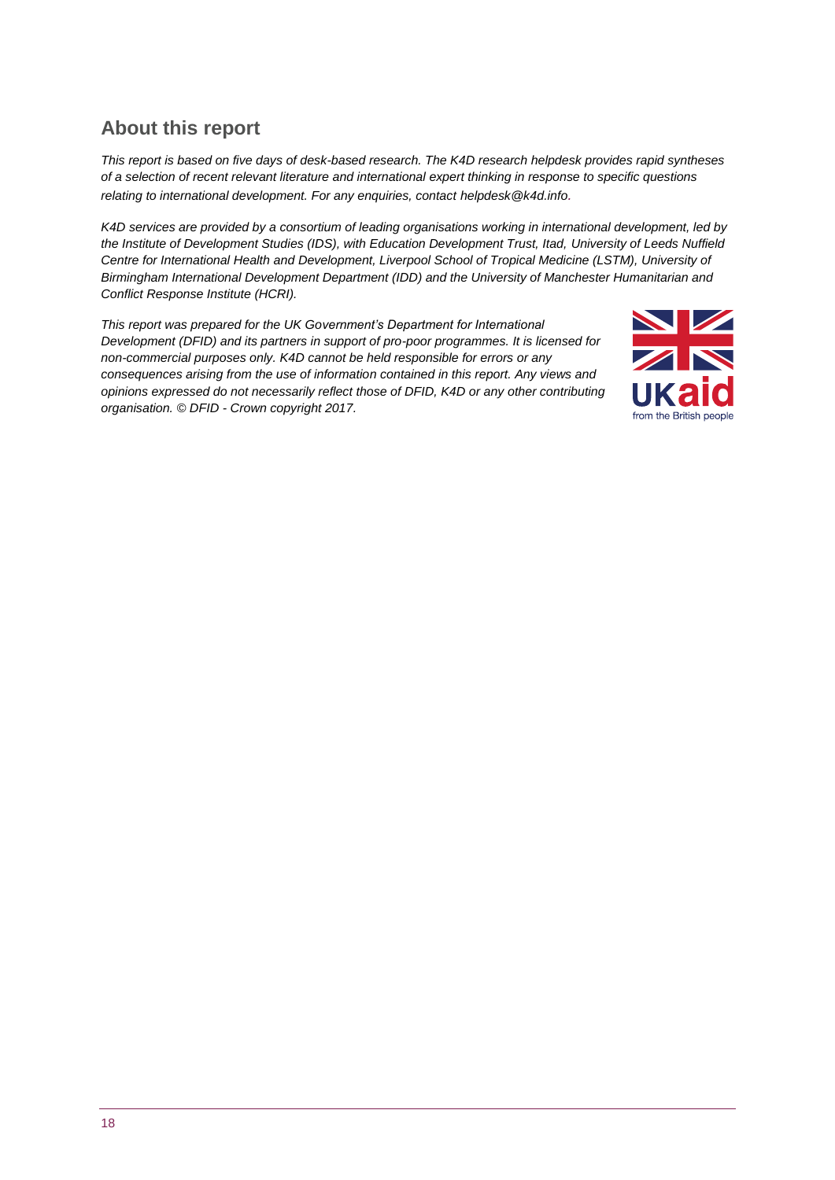## About this report

*This report is based on five days of desk-based research. The K4D research helpdesk provides rapid syntheses of a selection of recent relevant literature and international expert thinking in response to specific questions relating to international development. For any enquiries, contact helpdesk@k4d.info.*

*K4D services are provided by a consortium of leading organisations working in international development, led by the Institute of Development Studies (IDS), with Education Development Trust, Itad, University of Leeds Nuffield Centre for International Health and Development, Liverpool School of Tropical Medicine (LSTM), University of Birmingham International Development Department (IDD) and the University of Manchester Humanitarian and Conflict Response Institute (HCRI).*

*This report was prepared for the UK Government's Department for International Development (DFID) and its partners in support of pro-poor programmes. It is licensed for non-commercial purposes only. K4D cannot be held responsible for errors or any consequences arising from the use of information contained in this report. Any views and opinions expressed do not necessarily reflect those of DFID, K4D or any other contributing organisation. © DFID - Crown copyright 2017.*

UKaid
from the British people